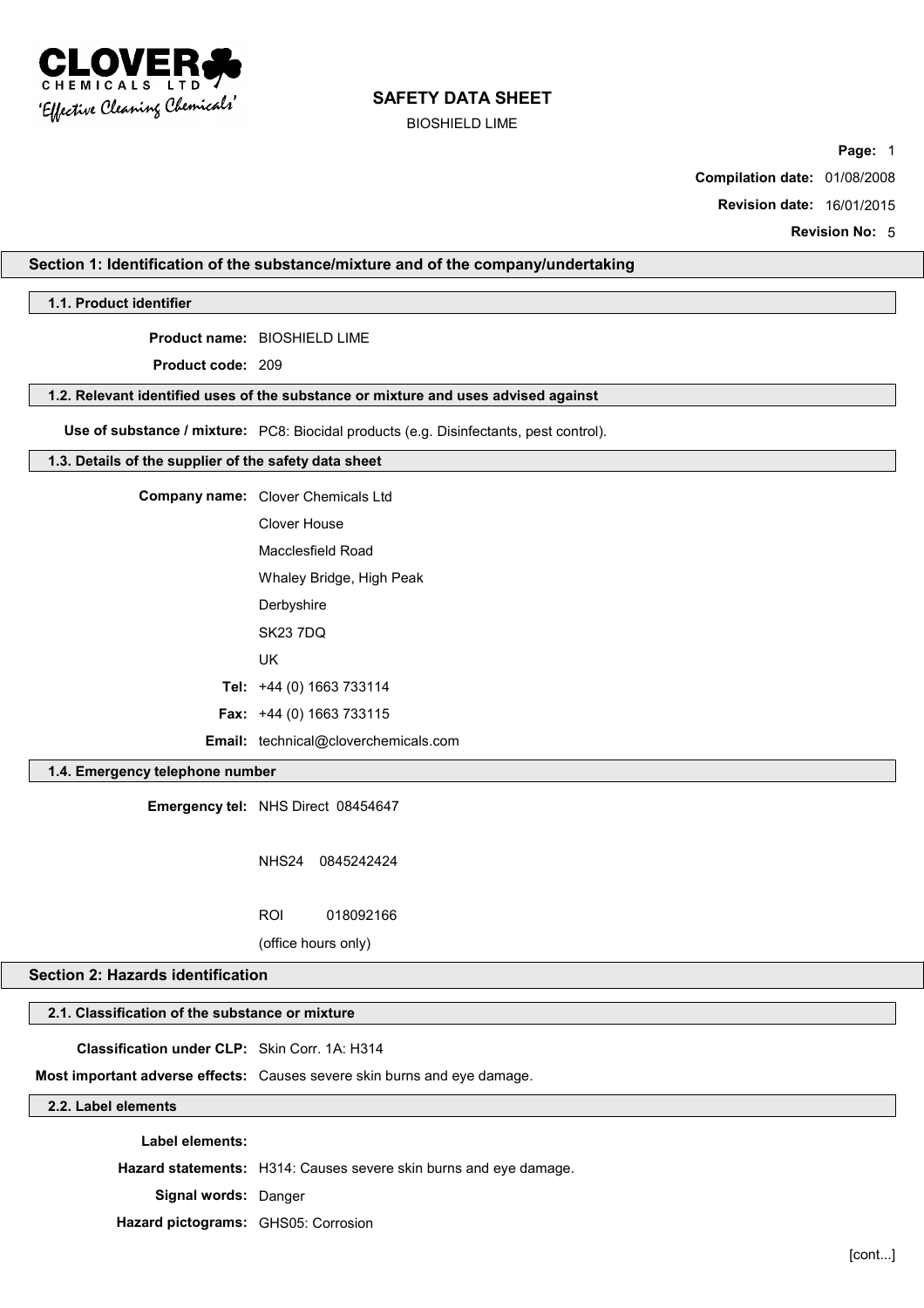CLOVER CHEMICALS LTD
'Effective Cleaning Chemicals'

# SAFETY DATA SHEET

BIOSHIELD LIME

**Compilation date:** 01/08/2008

**Revision date:** 16/01/2015

**Revision No:** 5

## Section 1: Identification of the substance/mixture and of the company/undertaking

### 1.1. Product identifier

**Product name:** BIOSHIELD LIME

**Product code:** 209

### 1.2. Relevant identified uses of the substance or mixture and uses advised against

**Use of substance / mixture:** PC8: Biocidal products (e.g. Disinfectants, pest control).

### 1.3. Details of the supplier of the safety data sheet

**Company name:** Clover Chemicals Ltd

Clover House

Macclesfield Road

Whaley Bridge, High Peak

Derbyshire

SK23 7DQ

UK

**Tel:** +44 (0) 1663 733114

**Fax:** +44 (0) 1663 733115

**Email:** technical@cloverchemicals.com

### 1.4. Emergency telephone number

**Emergency tel:** NHS Direct 08454647

NHS24 0845242424

ROI 018092166

(office hours only)

## Section 2: Hazards identification

### 2.1. Classification of the substance or mixture

**Classification under CLP:** Skin Corr. 1A: H314

**Most important adverse effects:** Causes severe skin burns and eye damage.

### 2.2. Label elements

**Label elements:**

**Hazard statements:** H314: Causes severe skin burns and eye damage.

**Signal words:** Danger

**Hazard pictograms:** GHS05: Corrosion

[cont...]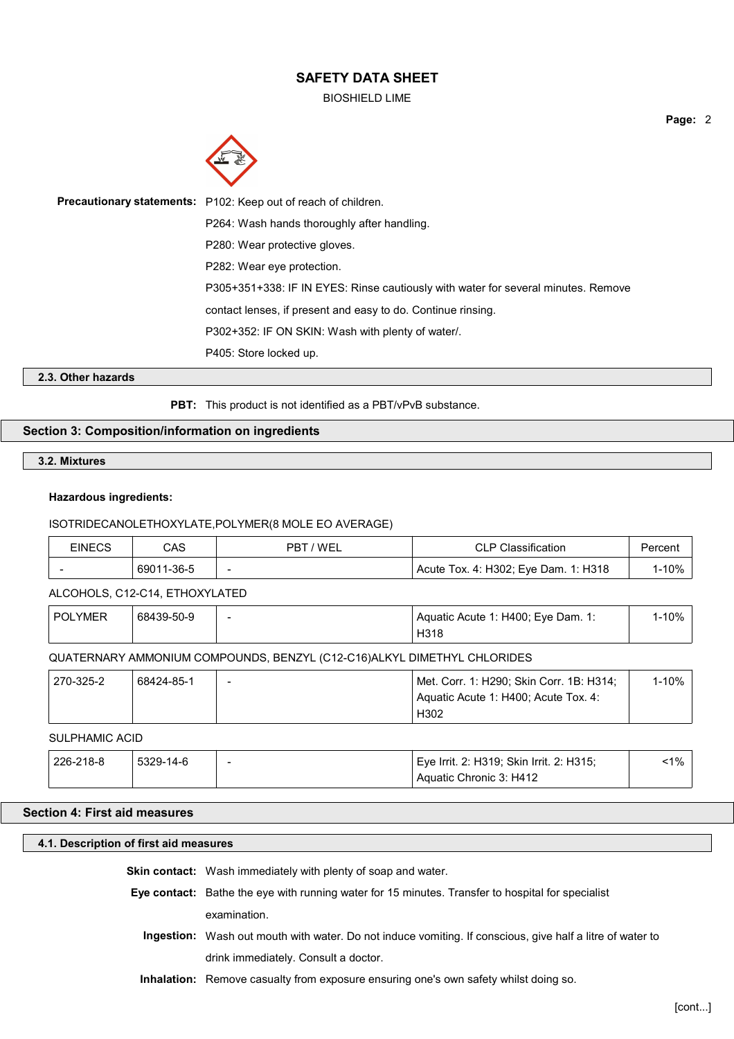**Precautionary statements:** P102: Keep out of reach of children.

P264: Wash hands thoroughly after handling.

P280: Wear protective gloves.

P282: Wear eye protection.

P305+351+338: IF IN EYES: Rinse cautiously with water for several minutes. Remove contact lenses, if present and easy to do. Continue rinsing.

P302+352: IF ON SKIN: Wash with plenty of water/.

P405: Store locked up.

### 2.3. Other hazards

**PBT:** This product is not identified as a PBT/vPvB substance.

## Section 3: Composition/information on ingredients

### 3.2. Mixtures

**Hazardous ingredients:**

ISOTRIDECANOLETHOXYLATE,POLYMER(8 MOLE EO AVERAGE)

| EINECS | CAS | PBT / WEL | CLP Classification | Percent |
|---|---|---|---|---|
| - | 69011-36-5 | - | Acute Tox. 4: H302; Eye Dam. 1: H318 | 1-10% |

ALCOHOLS, C12-C14, ETHOXYLATED

| | | | | |
|---|---|---|---|---|
| POLYMER | 68439-50-9 | - | Aquatic Acute 1: H400; Eye Dam. 1: H318 | 1-10% |

QUATERNARY AMMONIUM COMPOUNDS, BENZYL (C12-C16)ALKYL DIMETHYL CHLORIDES

| | | | | |
|---|---|---|---|---|
| 270-325-2 | 68424-85-1 | - | Met. Corr. 1: H290; Skin Corr. 1B: H314; Aquatic Acute 1: H400; Acute Tox. 4: H302 | 1-10% |

SULPHAMIC ACID

| | | | | |
|---|---|---|---|---|
| 226-218-8 | 5329-14-6 | - | Eye Irrit. 2: H319; Skin Irrit. 2: H315; Aquatic Chronic 3: H412 | <1% |

## Section 4: First aid measures

### 4.1. Description of first aid measures

**Skin contact:** Wash immediately with plenty of soap and water.

**Eye contact:** Bathe the eye with running water for 15 minutes. Transfer to hospital for specialist examination.

**Ingestion:** Wash out mouth with water. Do not induce vomiting. If conscious, give half a litre of water to drink immediately. Consult a doctor.

**Inhalation:** Remove casualty from exposure ensuring one's own safety whilst doing so.

[cont...]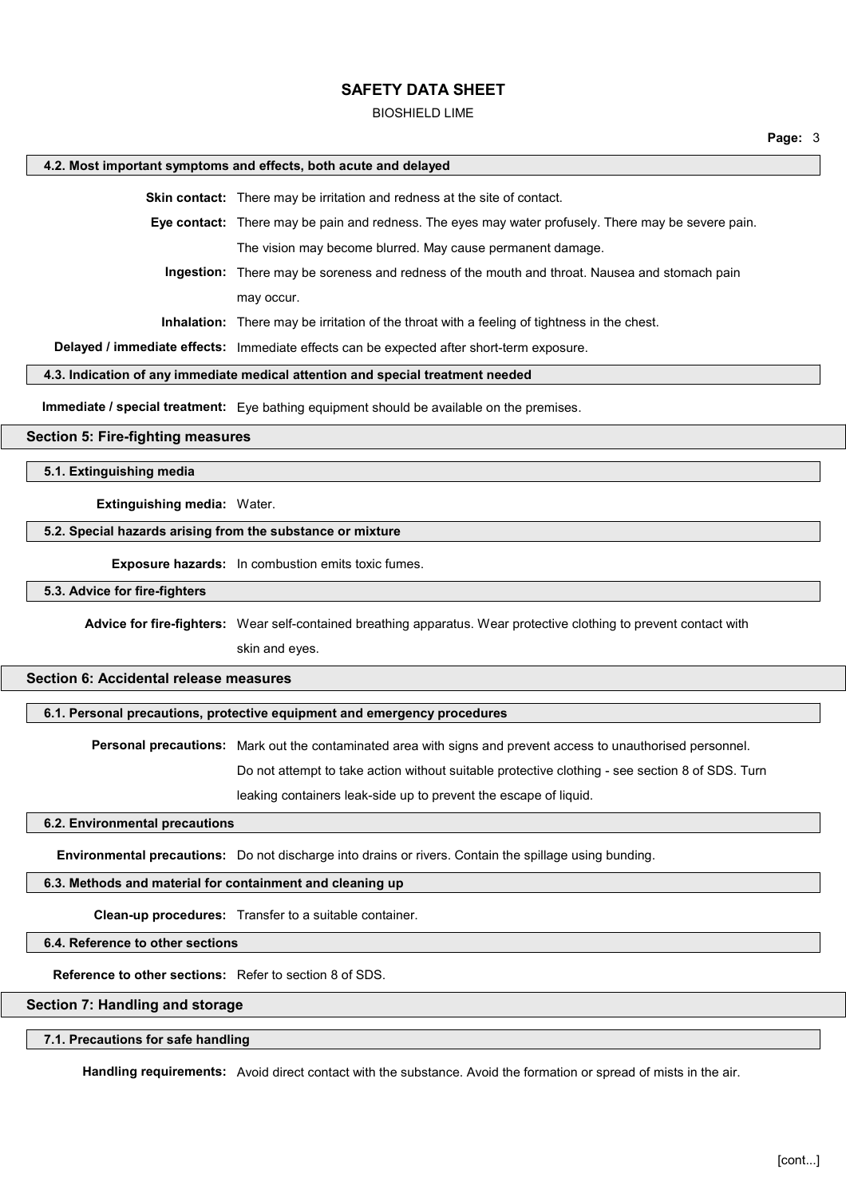### 4.2. Most important symptoms and effects, both acute and delayed

**Skin contact:** There may be irritation and redness at the site of contact.

**Eye contact:** There may be pain and redness. The eyes may water profusely. There may be severe pain. The vision may become blurred. May cause permanent damage.

**Ingestion:** There may be soreness and redness of the mouth and throat. Nausea and stomach pain may occur.

**Inhalation:** There may be irritation of the throat with a feeling of tightness in the chest.

**Delayed / immediate effects:** Immediate effects can be expected after short-term exposure.

### 4.3. Indication of any immediate medical attention and special treatment needed

**Immediate / special treatment:** Eye bathing equipment should be available on the premises.

## Section 5: Fire-fighting measures

### 5.1. Extinguishing media

**Extinguishing media:** Water.

### 5.2. Special hazards arising from the substance or mixture

**Exposure hazards:** In combustion emits toxic fumes.

### 5.3. Advice for fire-fighters

**Advice for fire-fighters:** Wear self-contained breathing apparatus. Wear protective clothing to prevent contact with skin and eyes.

## Section 6: Accidental release measures

### 6.1. Personal precautions, protective equipment and emergency procedures

**Personal precautions:** Mark out the contaminated area with signs and prevent access to unauthorised personnel. Do not attempt to take action without suitable protective clothing - see section 8 of SDS. Turn leaking containers leak-side up to prevent the escape of liquid.

### 6.2. Environmental precautions

**Environmental precautions:** Do not discharge into drains or rivers. Contain the spillage using bunding.

### 6.3. Methods and material for containment and cleaning up

**Clean-up procedures:** Transfer to a suitable container.

### 6.4. Reference to other sections

**Reference to other sections:** Refer to section 8 of SDS.

## Section 7: Handling and storage

### 7.1. Precautions for safe handling

**Handling requirements:** Avoid direct contact with the substance. Avoid the formation or spread of mists in the air.

[cont...]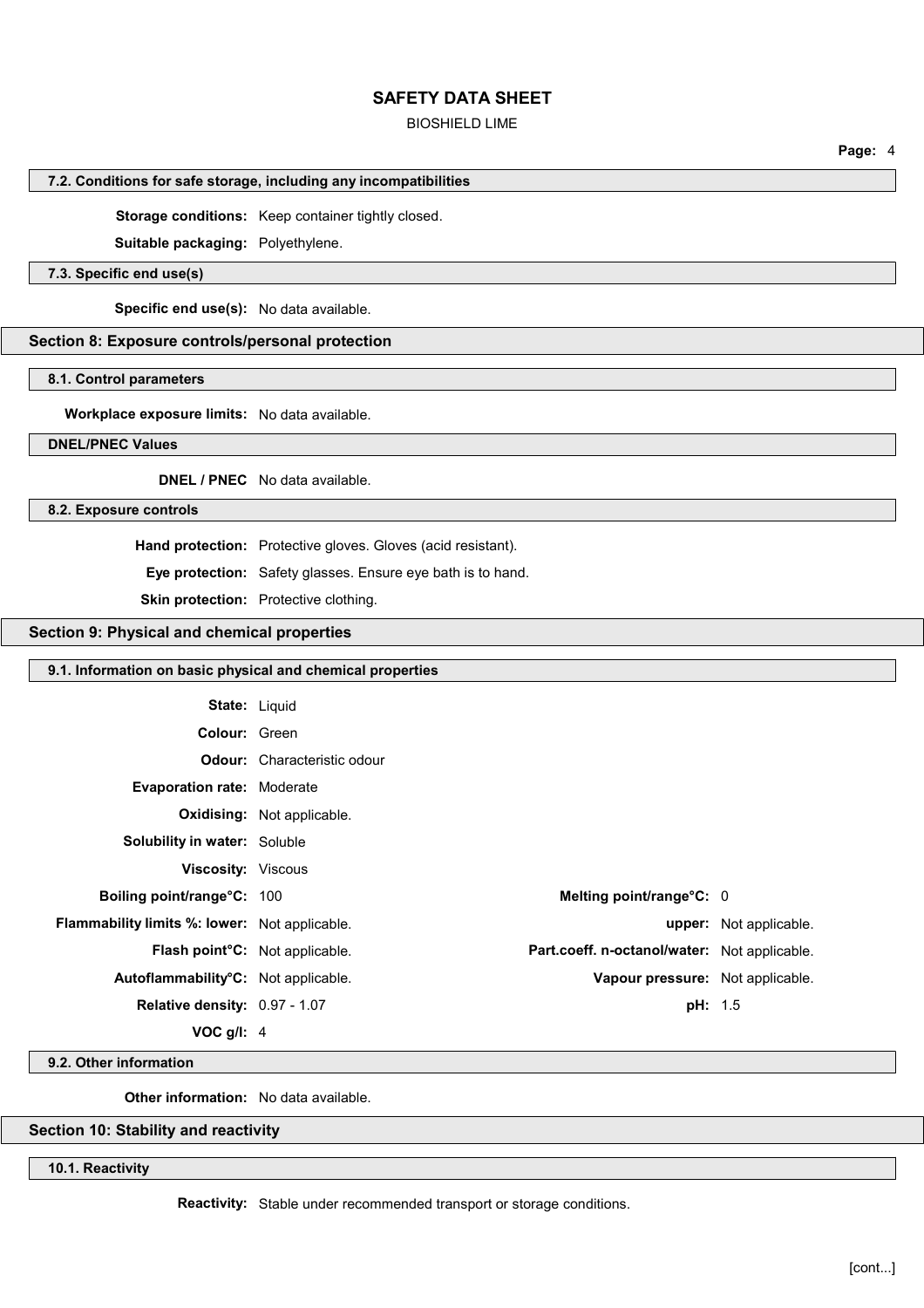#### 7.2. Conditions for safe storage, including any incompatibilities

**Storage conditions:** Keep container tightly closed.

**Suitable packaging:** Polyethylene.

#### 7.3. Specific end use(s)

**Specific end use(s):** No data available.

## Section 8: Exposure controls/personal protection

#### 8.1. Control parameters

**Workplace exposure limits:** No data available.

#### DNEL/PNEC Values

**DNEL / PNEC** No data available.

#### 8.2. Exposure controls

**Hand protection:** Protective gloves. Gloves (acid resistant).

**Eye protection:** Safety glasses. Ensure eye bath is to hand.

**Skin protection:** Protective clothing.

## Section 9: Physical and chemical properties

#### 9.1. Information on basic physical and chemical properties

**State:** Liquid

**Colour:** Green

**Odour:** Characteristic odour

**Evaporation rate:** Moderate

**Oxidising:** Not applicable.

**Solubility in water:** Soluble

**Viscosity:** Viscous

| | | | |
|---|---|---|---|
| **Boiling point/range°C:** | 100 | **Melting point/range°C:** | 0 |
| **Flammability limits %: lower:** | Not applicable. | **upper:** | Not applicable. |
| **Flash point°C:** | Not applicable. | **Part.coeff. n-octanol/water:** | Not applicable. |
| **Autoflammability°C:** | Not applicable. | **Vapour pressure:** | Not applicable. |
| **Relative density:** | 0.97 - 1.07 | **pH:** | 1.5 |
| **VOC g/l:** | 4 | | |

#### 9.2. Other information

**Other information:** No data available.

## Section 10: Stability and reactivity

#### 10.1. Reactivity

**Reactivity:** Stable under recommended transport or storage conditions.

[cont...]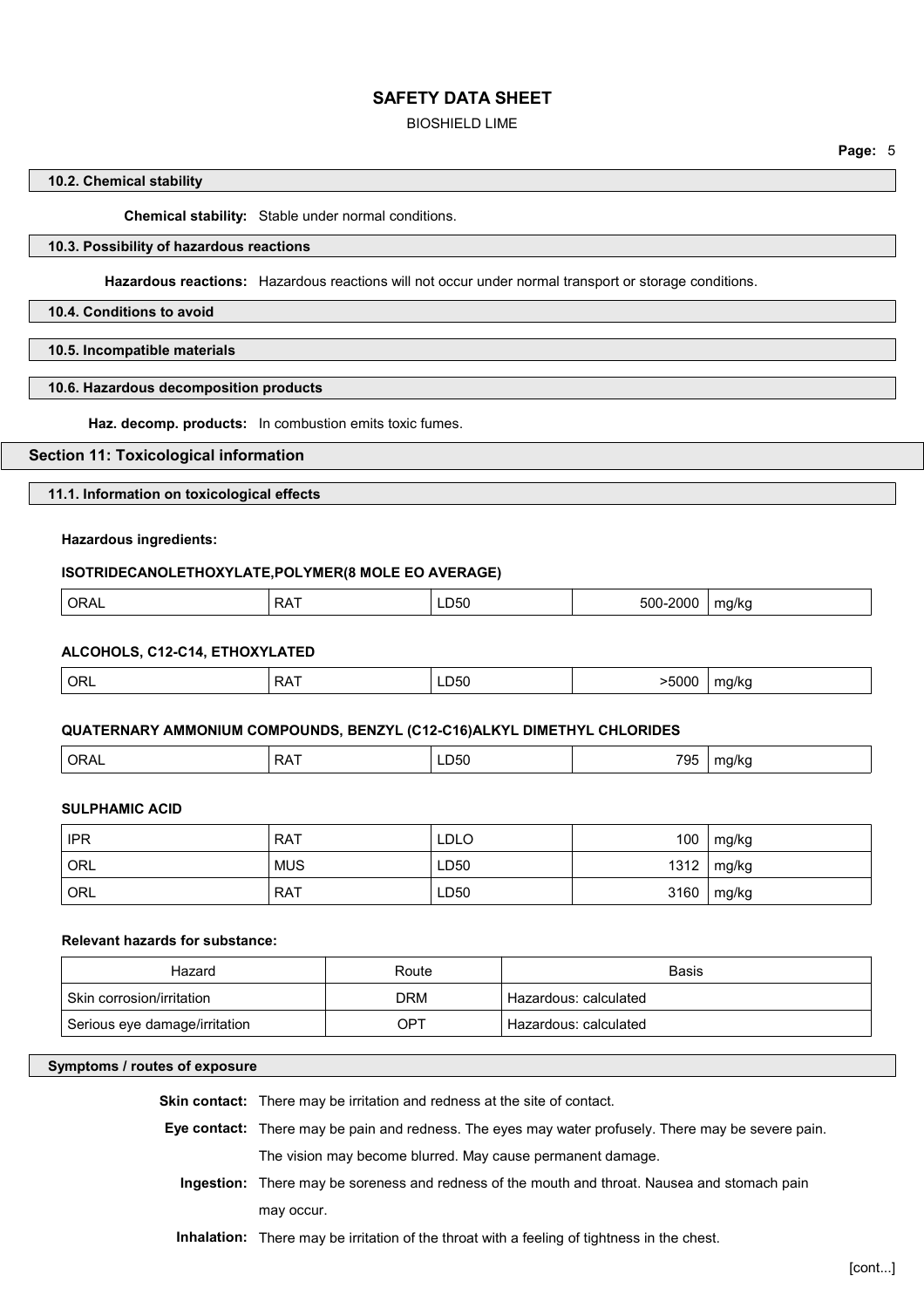### 10.2. Chemical stability

**Chemical stability:** Stable under normal conditions.

### 10.3. Possibility of hazardous reactions

**Hazardous reactions:** Hazardous reactions will not occur under normal transport or storage conditions.

### 10.4. Conditions to avoid

### 10.5. Incompatible materials

### 10.6. Hazardous decomposition products

**Haz. decomp. products:** In combustion emits toxic fumes.

## Section 11: Toxicological information

### 11.1. Information on toxicological effects

**Hazardous ingredients:**

**ISOTRIDECANOLETHOXYLATE,POLYMER(8 MOLE EO AVERAGE)**

| | | | | |
|---|---|---|---|---|
| ORAL | RAT | LD50 | 500-2000 | mg/kg |

**ALCOHOLS, C12-C14, ETHOXYLATED**

| | | | | |
|---|---|---|---|---|
| ORL | RAT | LD50 | >5000 | mg/kg |

**QUATERNARY AMMONIUM COMPOUNDS, BENZYL (C12-C16)ALKYL DIMETHYL CHLORIDES**

| | | | | |
|---|---|---|---|---|
| ORAL | RAT | LD50 | 795 | mg/kg |

**SULPHAMIC ACID**

| | | | | |
|---|---|---|---|---|
| IPR | RAT | LDLO | 100 | mg/kg |
| ORL | MUS | LD50 | 1312 | mg/kg |
| ORL | RAT | LD50 | 3160 | mg/kg |

**Relevant hazards for substance:**

| Hazard | Route | Basis |
|---|---|---|
| Skin corrosion/irritation | DRM | Hazardous: calculated |
| Serious eye damage/irritation | OPT | Hazardous: calculated |

### Symptoms / routes of exposure

**Skin contact:** There may be irritation and redness at the site of contact.

**Eye contact:** There may be pain and redness. The eyes may water profusely. There may be severe pain. The vision may become blurred. May cause permanent damage.

**Ingestion:** There may be soreness and redness of the mouth and throat. Nausea and stomach pain may occur.

**Inhalation:** There may be irritation of the throat with a feeling of tightness in the chest.

[cont...]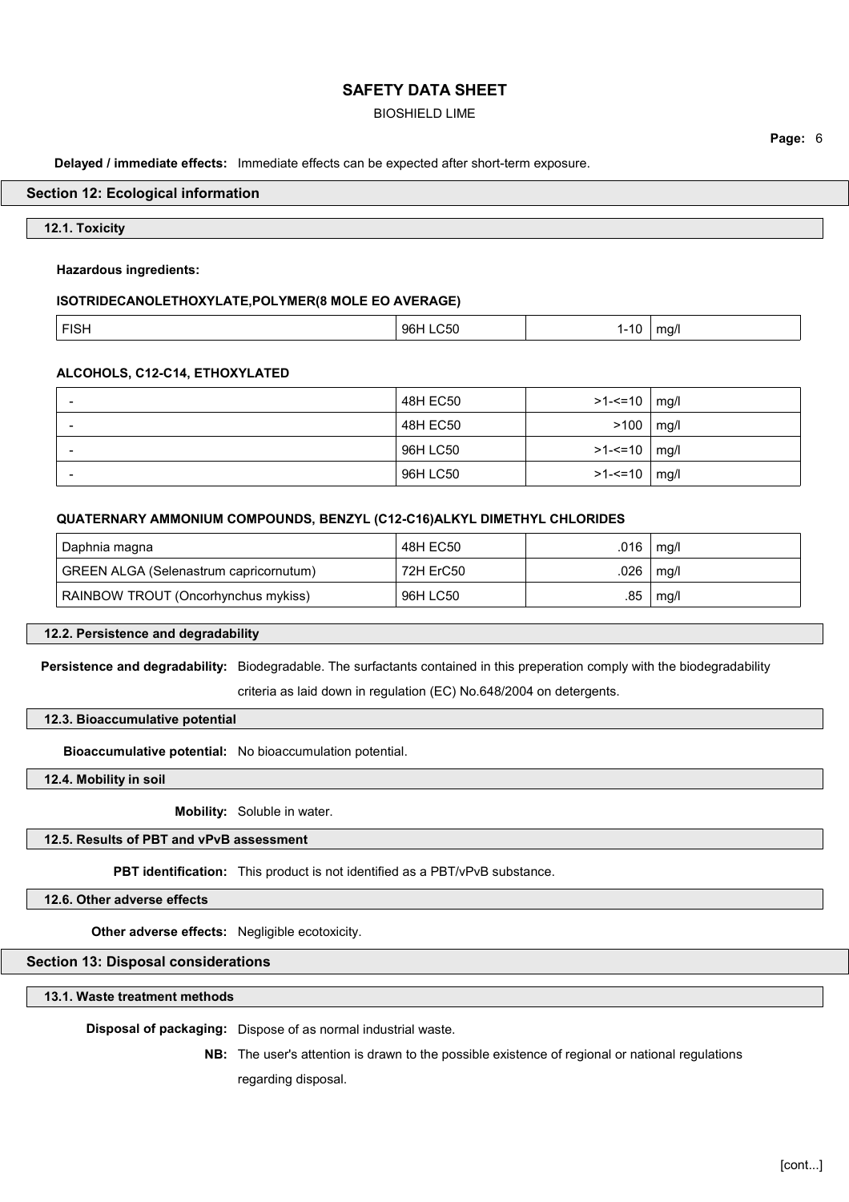**Delayed / immediate effects:** Immediate effects can be expected after short-term exposure.

## Section 12: Ecological information

### 12.1. Toxicity

**Hazardous ingredients:**

**ISOTRIDECANOLETHOXYLATE,POLYMER(8 MOLE EO AVERAGE)**

| FISH | 96H LC50 | 1-10 | mg/l |
|---|---|---|---|

**ALCOHOLS, C12-C14, ETHOXYLATED**

| - | 48H EC50 | >1-<=10 | mg/l |
|---|---|---|---|
| - | 48H EC50 | >100 | mg/l |
| - | 96H LC50 | >1-<=10 | mg/l |
| - | 96H LC50 | >1-<=10 | mg/l |

**QUATERNARY AMMONIUM COMPOUNDS, BENZYL (C12-C16)ALKYL DIMETHYL CHLORIDES**

| Daphnia magna | 48H EC50 | .016 | mg/l |
|---|---|---|---|
| GREEN ALGA (Selenastrum capricornutum) | 72H ErC50 | .026 | mg/l |
| RAINBOW TROUT (Oncorhynchus mykiss) | 96H LC50 | .85 | mg/l |

### 12.2. Persistence and degradability

**Persistence and degradability:** Biodegradable. The surfactants contained in this preperation comply with the biodegradability criteria as laid down in regulation (EC) No.648/2004 on detergents.

### 12.3. Bioaccumulative potential

**Bioaccumulative potential:** No bioaccumulation potential.

### 12.4. Mobility in soil

**Mobility:** Soluble in water.

### 12.5. Results of PBT and vPvB assessment

**PBT identification:** This product is not identified as a PBT/vPvB substance.

### 12.6. Other adverse effects

**Other adverse effects:** Negligible ecotoxicity.

## Section 13: Disposal considerations

### 13.1. Waste treatment methods

**Disposal of packaging:** Dispose of as normal industrial waste.

**NB:** The user's attention is drawn to the possible existence of regional or national regulations regarding disposal.

[cont...]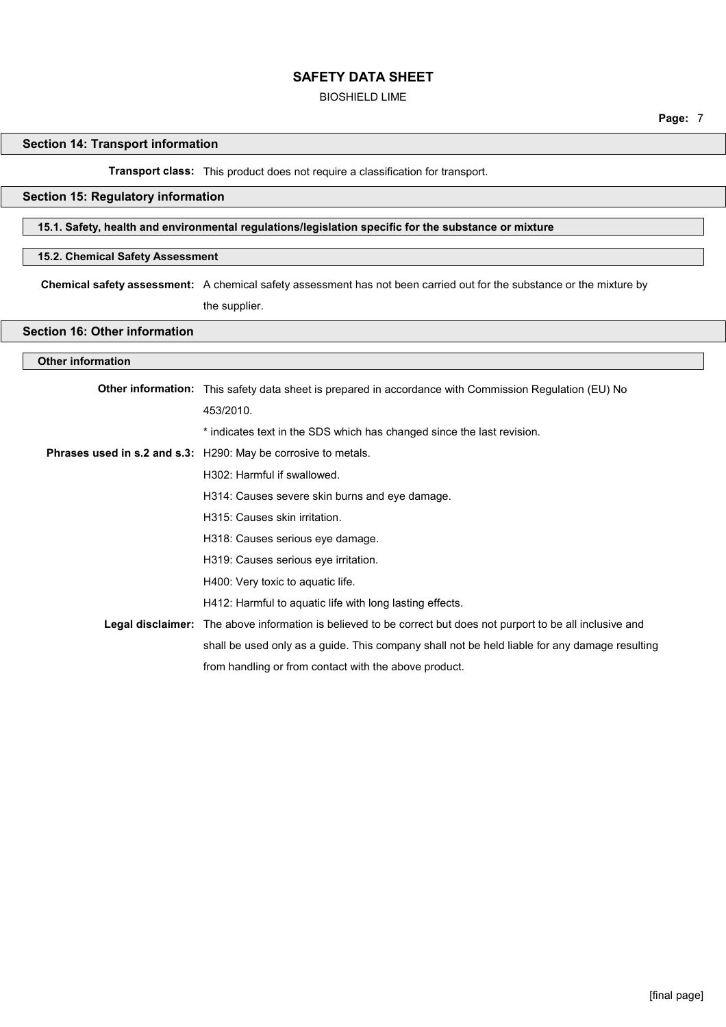## Section 14: Transport information

**Transport class:** This product does not require a classification for transport.

## Section 15: Regulatory information

### 15.1. Safety, health and environmental regulations/legislation specific for the substance or mixture

### 15.2. Chemical Safety Assessment

**Chemical safety assessment:** A chemical safety assessment has not been carried out for the substance or the mixture by the supplier.

## Section 16: Other information

### Other information

**Other information:** This safety data sheet is prepared in accordance with Commission Regulation (EU) No 453/2010.

* indicates text in the SDS which has changed since the last revision.

**Phrases used in s.2 and s.3:**

H290: May be corrosive to metals.

H302: Harmful if swallowed.

H314: Causes severe skin burns and eye damage.

H315: Causes skin irritation.

H318: Causes serious eye damage.

H319: Causes serious eye irritation.

H400: Very toxic to aquatic life.

H412: Harmful to aquatic life with long lasting effects.

**Legal disclaimer:** The above information is believed to be correct but does not purport to be all inclusive and shall be used only as a guide. This company shall not be held liable for any damage resulting from handling or from contact with the above product.

[final page]